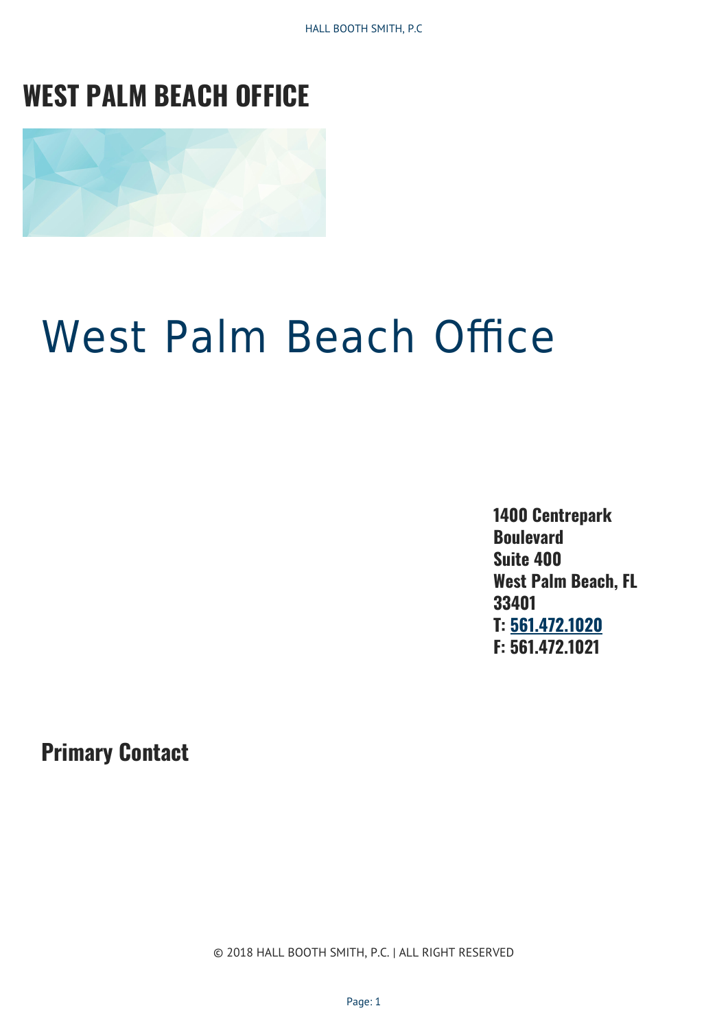# WEST PALM BEACH OFFICE

# West Palm Beach Office

**1400 Centrepark Boulevard**
**Suite 400**
**West Palm Beach, FL 33401**
**T: 561.472.1020**
**F: 561.472.1021**

## Primary Contact

© 2018 HALL BOOTH SMITH, P.C. | ALL RIGHT RESERVED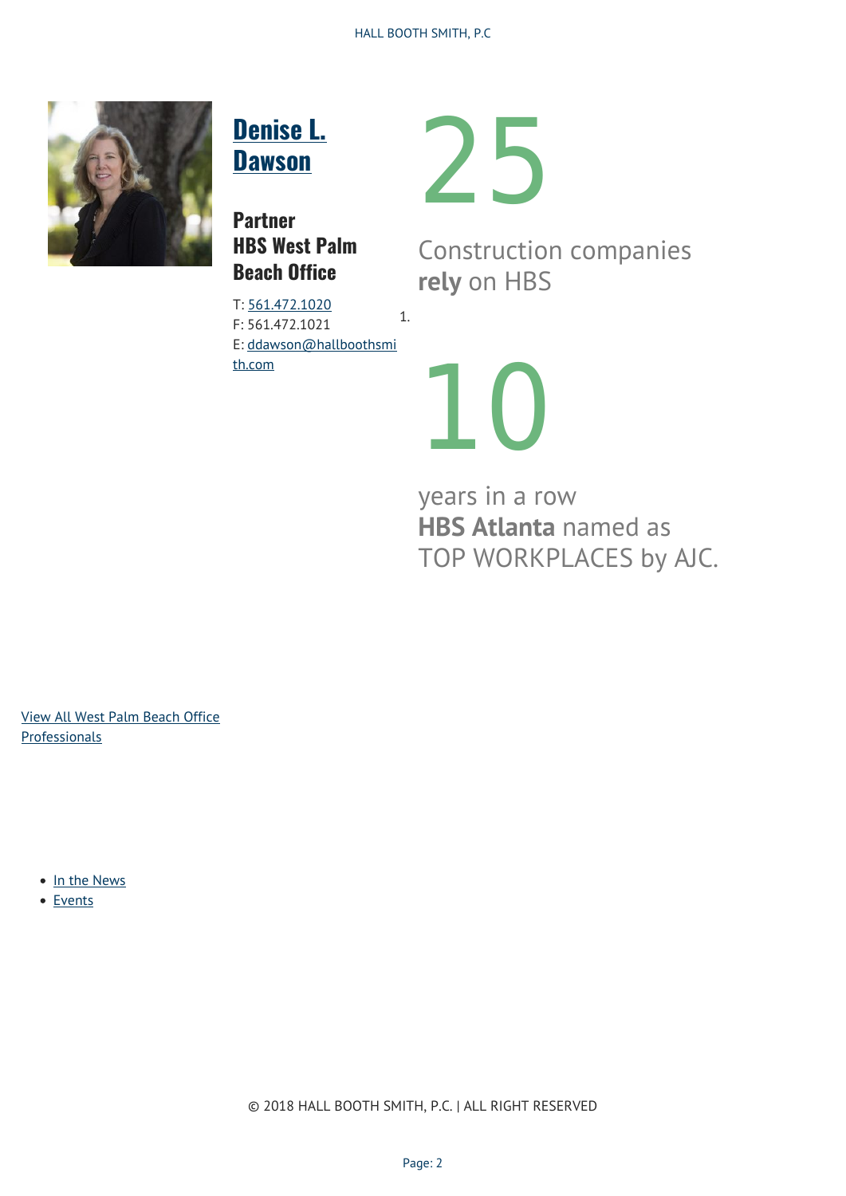## Denise L. Dawson

**Partner**
**HBS West Palm Beach Office**

T: 561.472.1020
F: 561.472.1021
E: ddawson@hallboothsmith.com

1.

25

Construction companies **rely** on HBS

10

years in a row
**HBS Atlanta** named as
TOP WORKPLACES by AJC.

View All West Palm Beach Office Professionals

- In the News
- Events

© 2018 HALL BOOTH SMITH, P.C. | ALL RIGHT RESERVED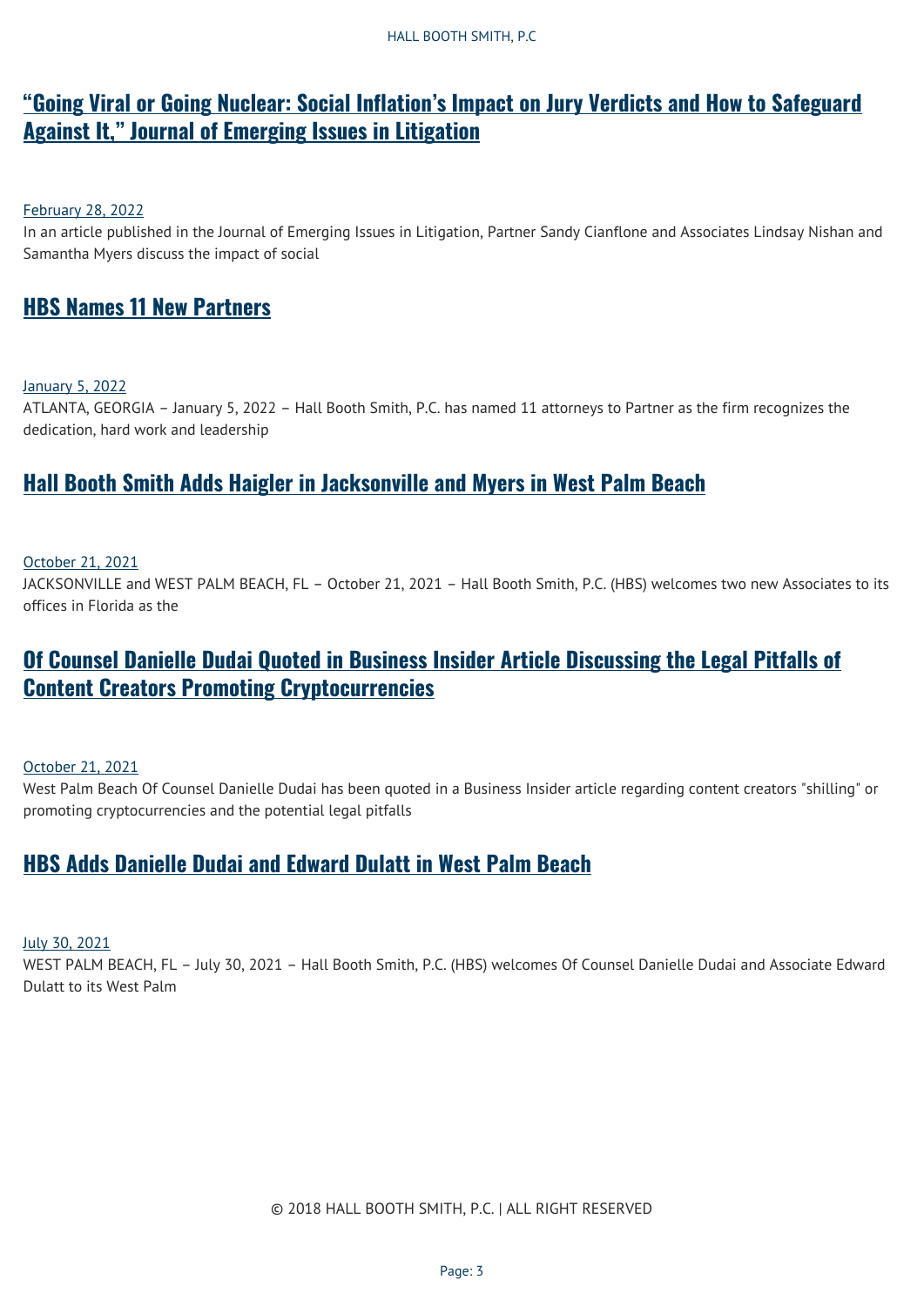## “Going Viral or Going Nuclear: Social Inflation’s Impact on Jury Verdicts and How to Safeguard Against It,” Journal of Emerging Issues in Litigation

February 28, 2022

In an article published in the Journal of Emerging Issues in Litigation, Partner Sandy Cianflone and Associates Lindsay Nishan and Samantha Myers discuss the impact of social

## HBS Names 11 New Partners

January 5, 2022

ATLANTA, GEORGIA – January 5, 2022 – Hall Booth Smith, P.C. has named 11 attorneys to Partner as the firm recognizes the dedication, hard work and leadership

## Hall Booth Smith Adds Haigler in Jacksonville and Myers in West Palm Beach

October 21, 2021

JACKSONVILLE and WEST PALM BEACH, FL – October 21, 2021 – Hall Booth Smith, P.C. (HBS) welcomes two new Associates to its offices in Florida as the

## Of Counsel Danielle Dudai Quoted in Business Insider Article Discussing the Legal Pitfalls of Content Creators Promoting Cryptocurrencies

October 21, 2021

West Palm Beach Of Counsel Danielle Dudai has been quoted in a Business Insider article regarding content creators "shilling" or promoting cryptocurrencies and the potential legal pitfalls

## HBS Adds Danielle Dudai and Edward Dulatt in West Palm Beach

July 30, 2021

WEST PALM BEACH, FL – July 30, 2021 – Hall Booth Smith, P.C. (HBS) welcomes Of Counsel Danielle Dudai and Associate Edward Dulatt to its West Palm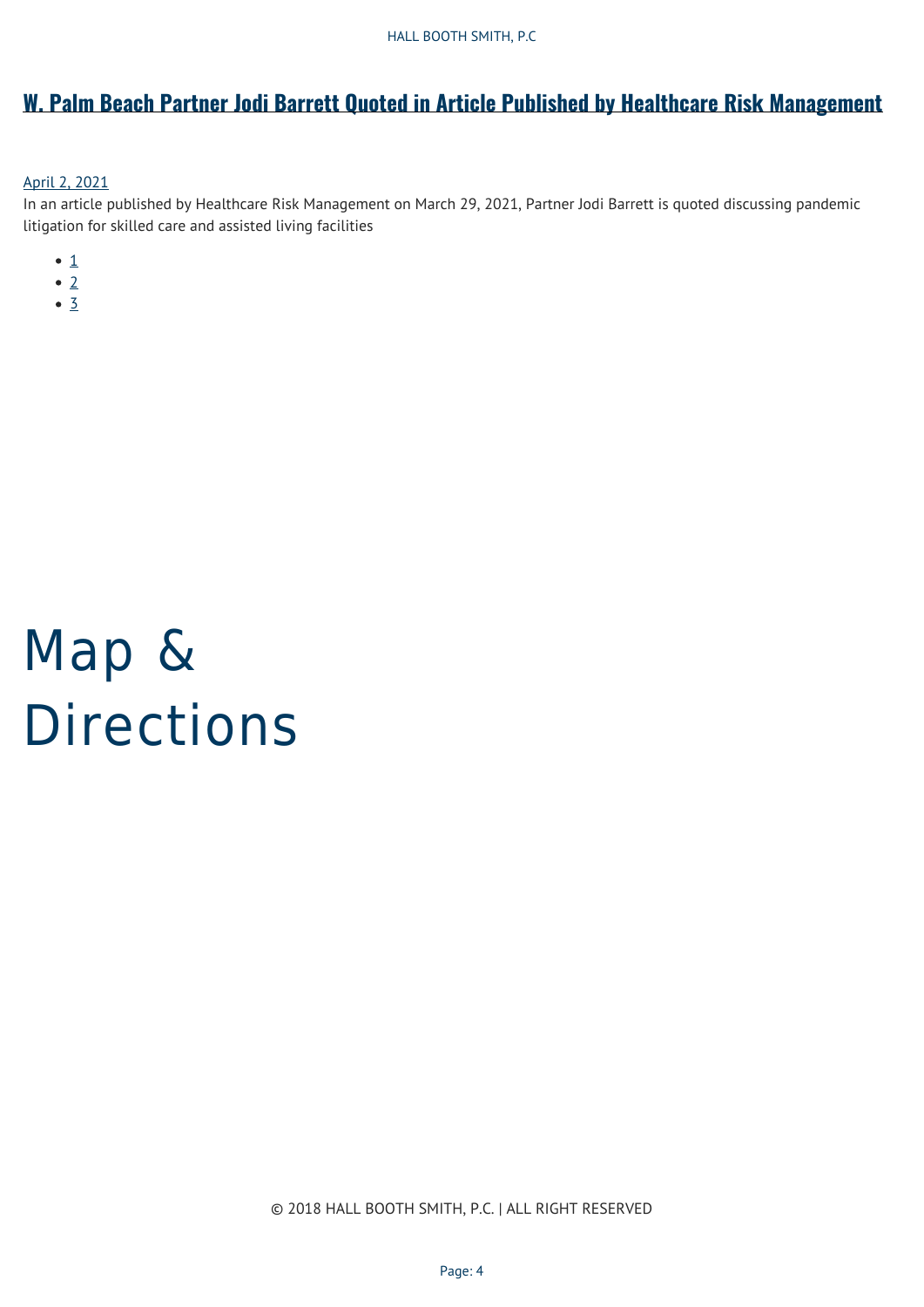## W. Palm Beach Partner Jodi Barrett Quoted in Article Published by Healthcare Risk Management

April 2, 2021

In an article published by Healthcare Risk Management on March 29, 2021, Partner Jodi Barrett is quoted discussing pandemic litigation for skilled care and assisted living facilities

- 1
- 2
- 3

# Map & Directions

© 2018 HALL BOOTH SMITH, P.C. | ALL RIGHT RESERVED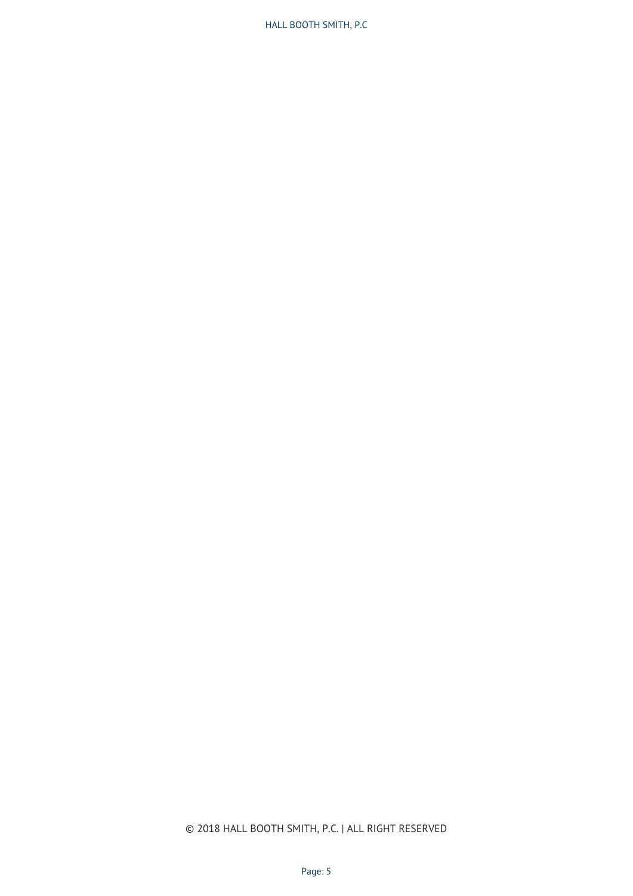© 2018 HALL BOOTH SMITH, P.C. | ALL RIGHT RESERVED